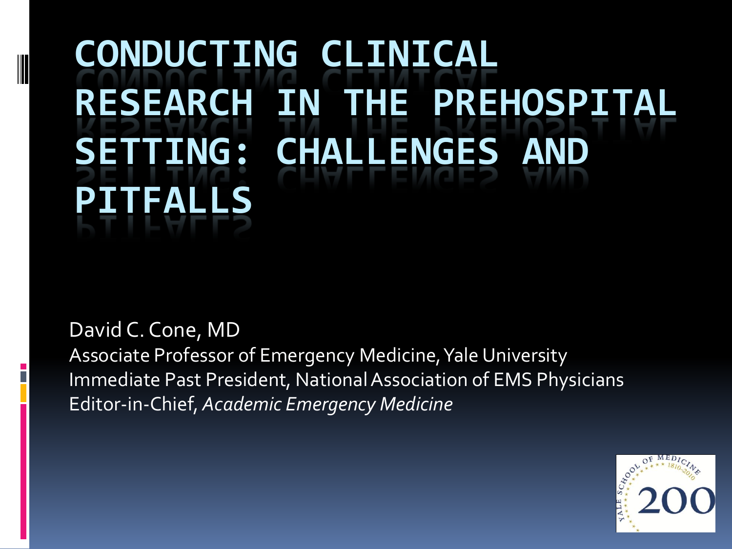# CONDUCTING CLINICAL RESEARCH IN THE PREHOSPITAL SETTING: CHALLENGES AND PITFALLS

David C. Cone, MD
Associate Professor of Emergency Medicine, Yale University
Immediate Past President, National Association of EMS Physicians
Editor-in-Chief, *Academic Emergency Medicine*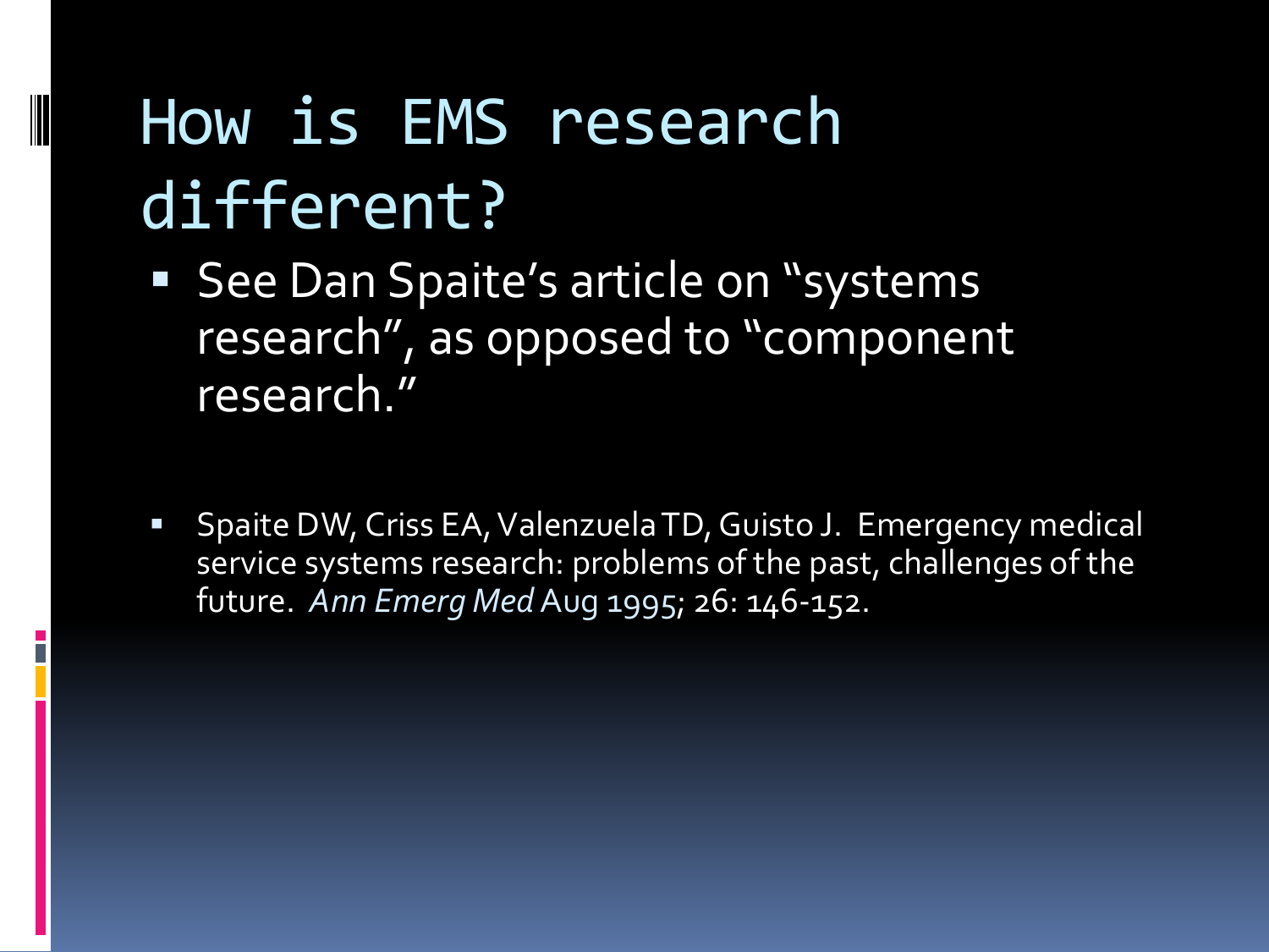# How is EMS research different?

- See Dan Spaite's article on "systems research", as opposed to "component research."

- Spaite DW, Criss EA, Valenzuela TD, Guisto J. Emergency medical service systems research: problems of the past, challenges of the future. *Ann Emerg Med* Aug 1995; 26: 146-152.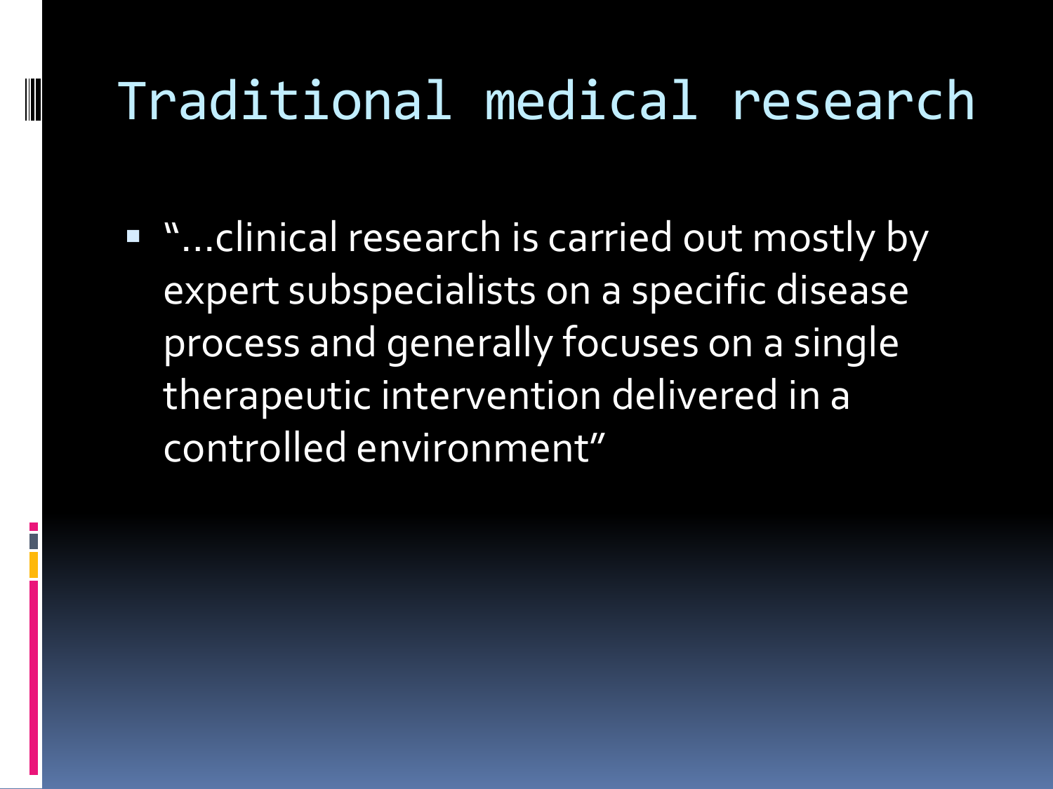# Traditional medical research

- "…clinical research is carried out mostly by expert subspecialists on a specific disease process and generally focuses on a single therapeutic intervention delivered in a controlled environment"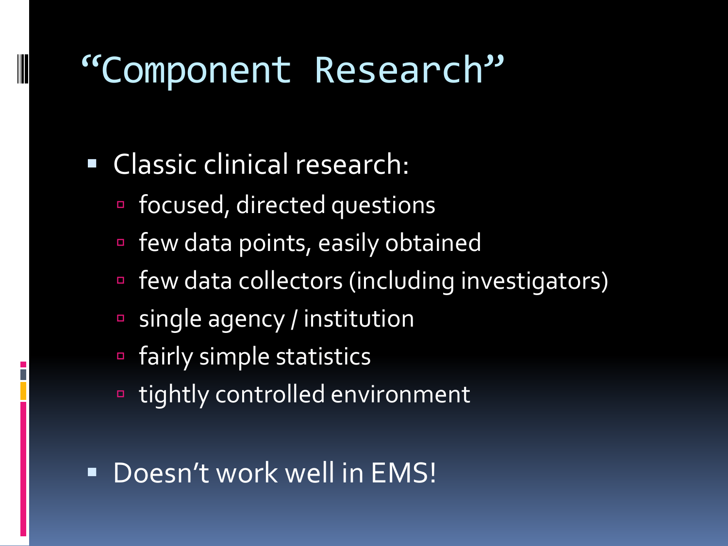# "Component Research"

- Classic clinical research:
  - focused, directed questions
  - few data points, easily obtained
  - few data collectors (including investigators)
  - single agency / institution
  - fairly simple statistics
  - tightly controlled environment
- Doesn't work well in EMS!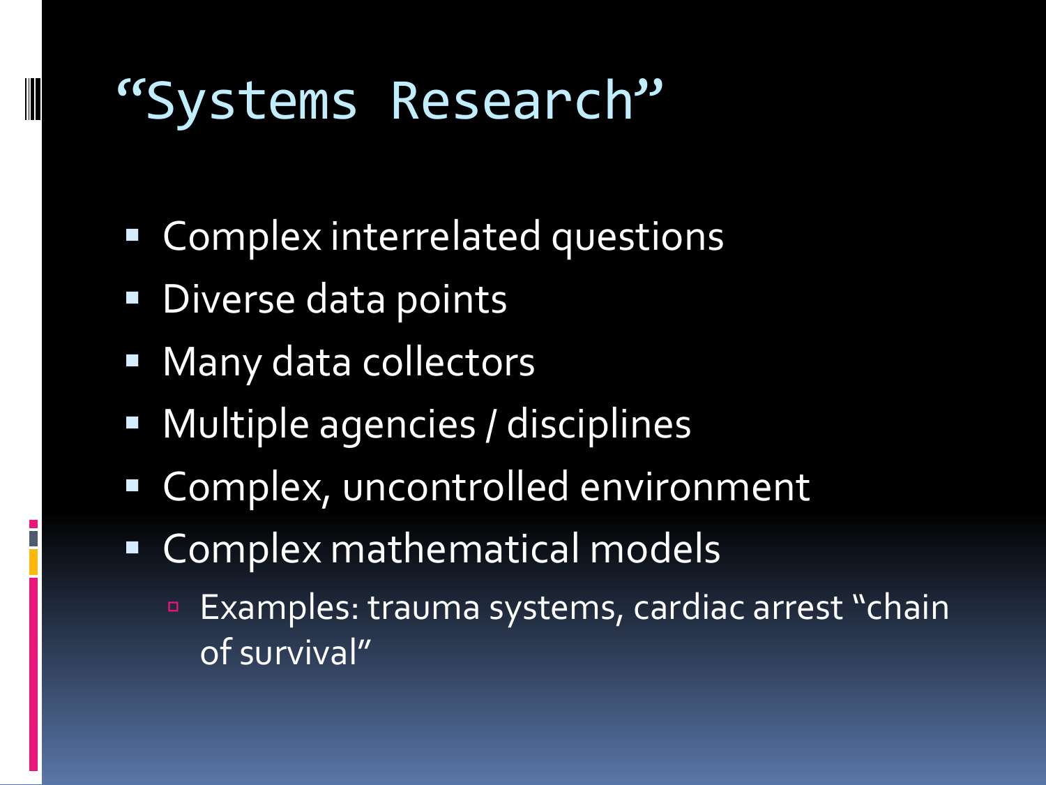# "Systems Research"

- Complex interrelated questions
- Diverse data points
- Many data collectors
- Multiple agencies / disciplines
- Complex, uncontrolled environment
- Complex mathematical models
  - Examples: trauma systems, cardiac arrest "chain of survival"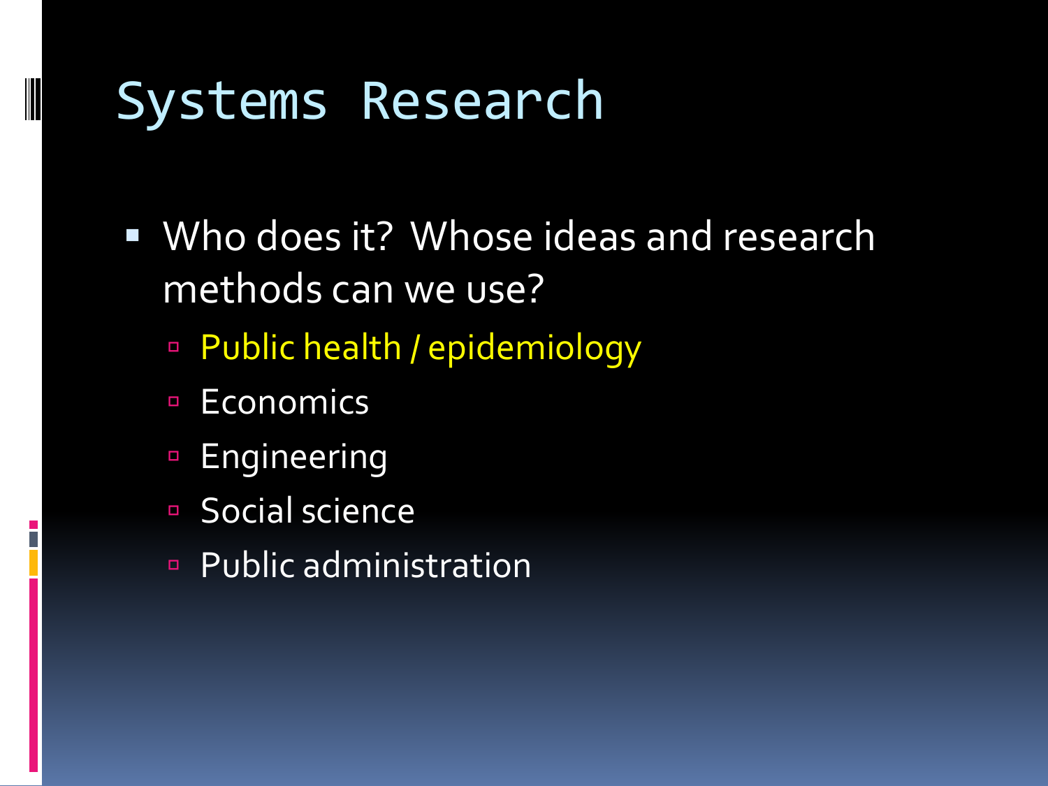# Systems Research

- Who does it? Whose ideas and research methods can we use?
  - Public health / epidemiology
  - Economics
  - Engineering
  - Social science
  - Public administration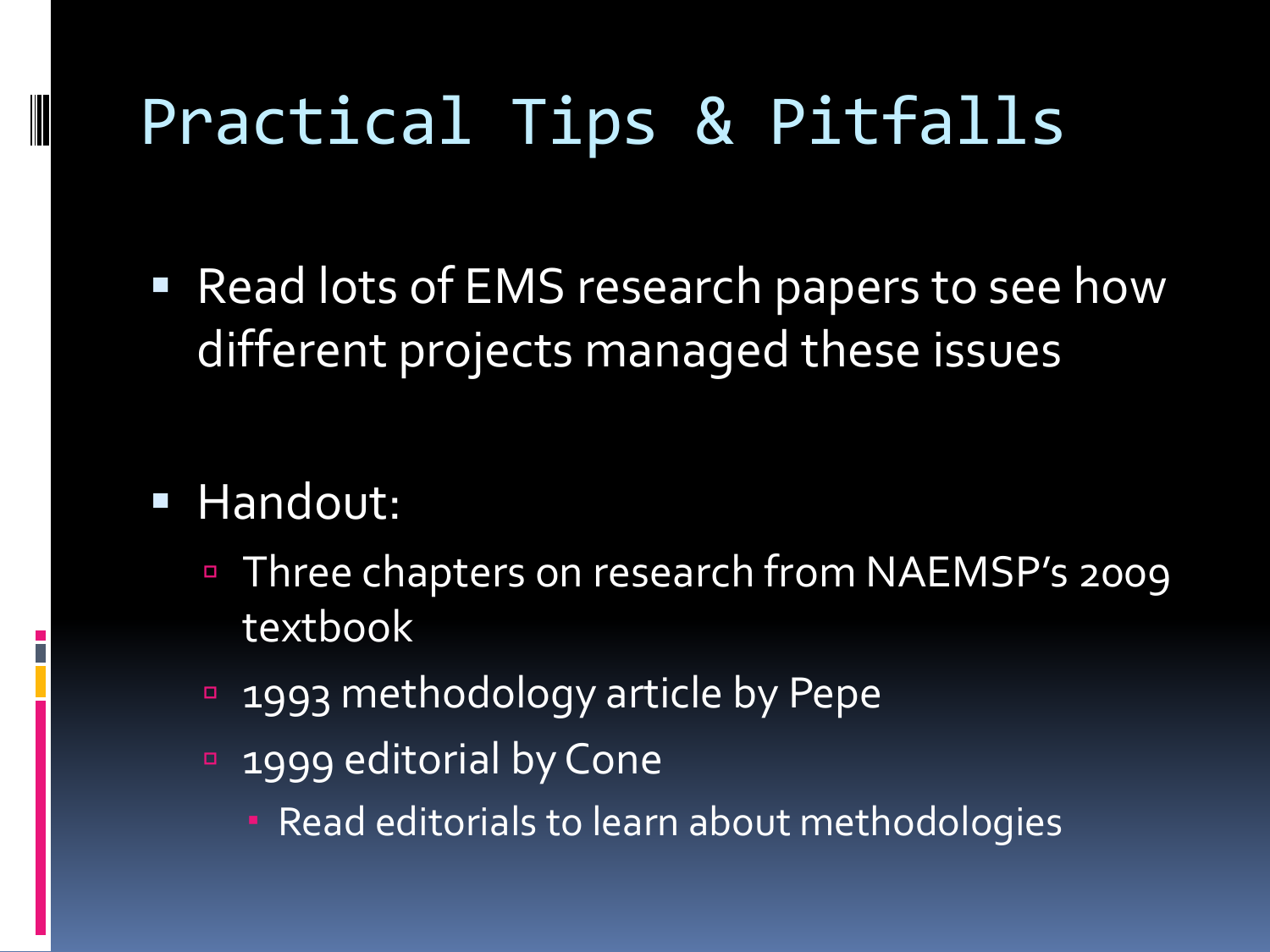# Practical Tips & Pitfalls

- Read lots of EMS research papers to see how different projects managed these issues

- Handout:
  - Three chapters on research from NAEMSP's 2009 textbook
  - 1993 methodology article by Pepe
  - 1999 editorial by Cone
    - Read editorials to learn about methodologies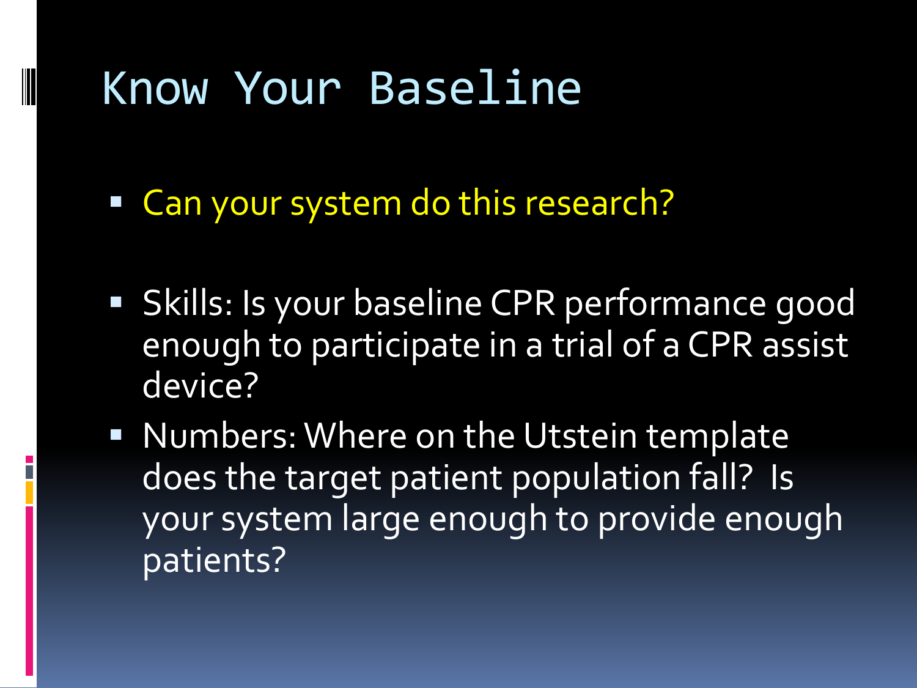# Know Your Baseline

- Can your system do this research?

- Skills: Is your baseline CPR performance good enough to participate in a trial of a CPR assist device?
- Numbers: Where on the Utstein template does the target patient population fall? Is your system large enough to provide enough patients?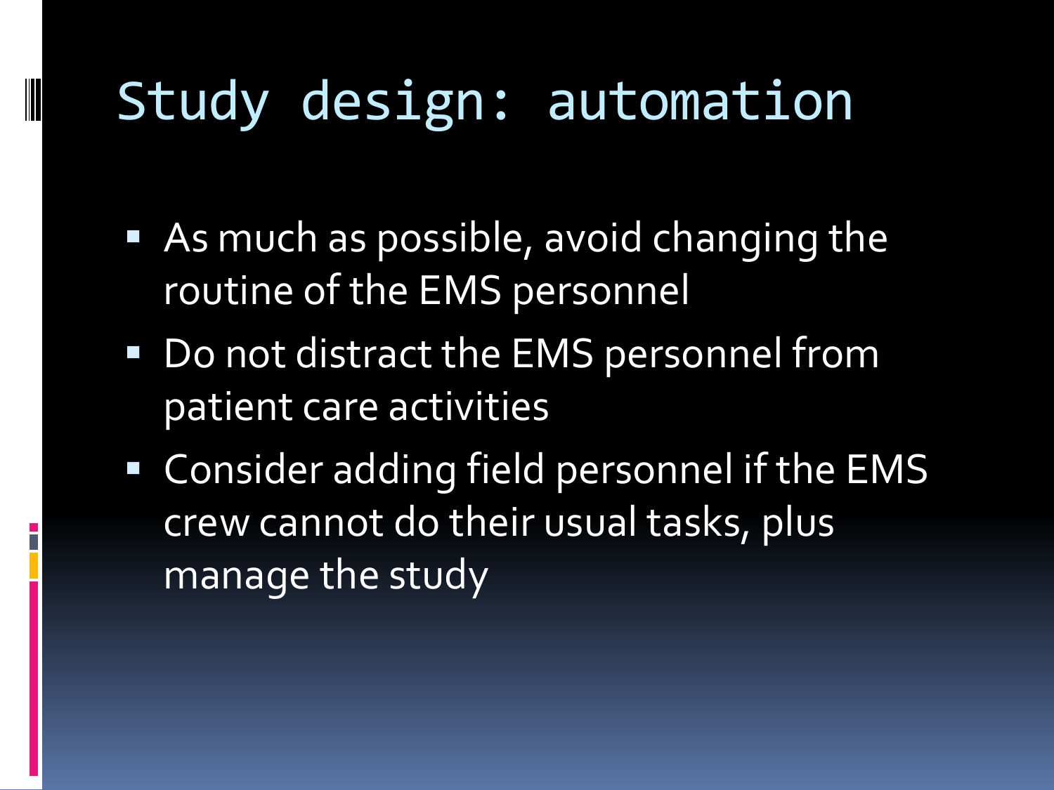# Study design: automation

- As much as possible, avoid changing the routine of the EMS personnel
- Do not distract the EMS personnel from patient care activities
- Consider adding field personnel if the EMS crew cannot do their usual tasks, plus manage the study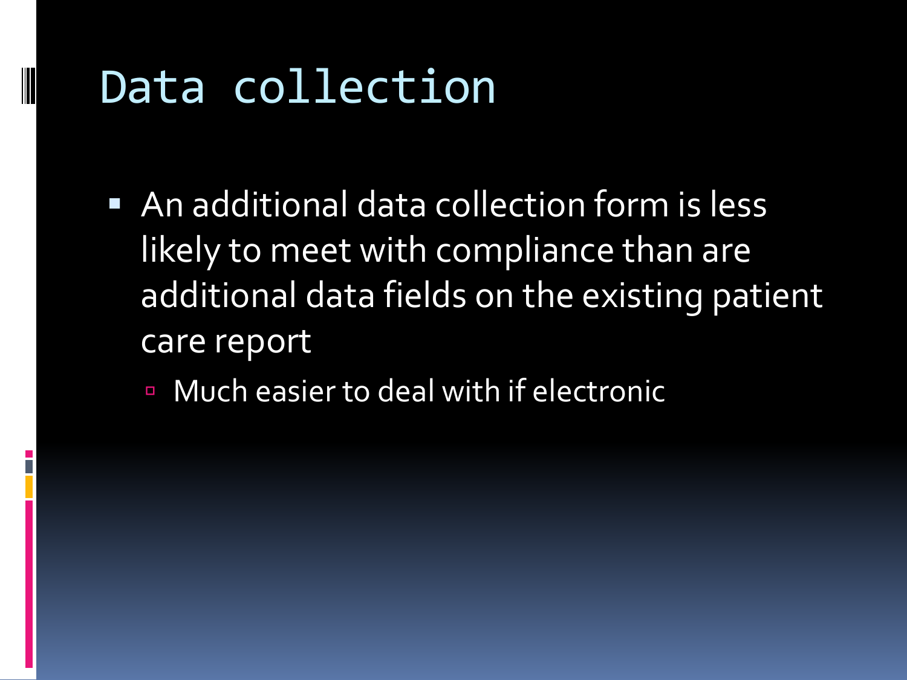# Data collection

- An additional data collection form is less likely to meet with compliance than are additional data fields on the existing patient care report
  - Much easier to deal with if electronic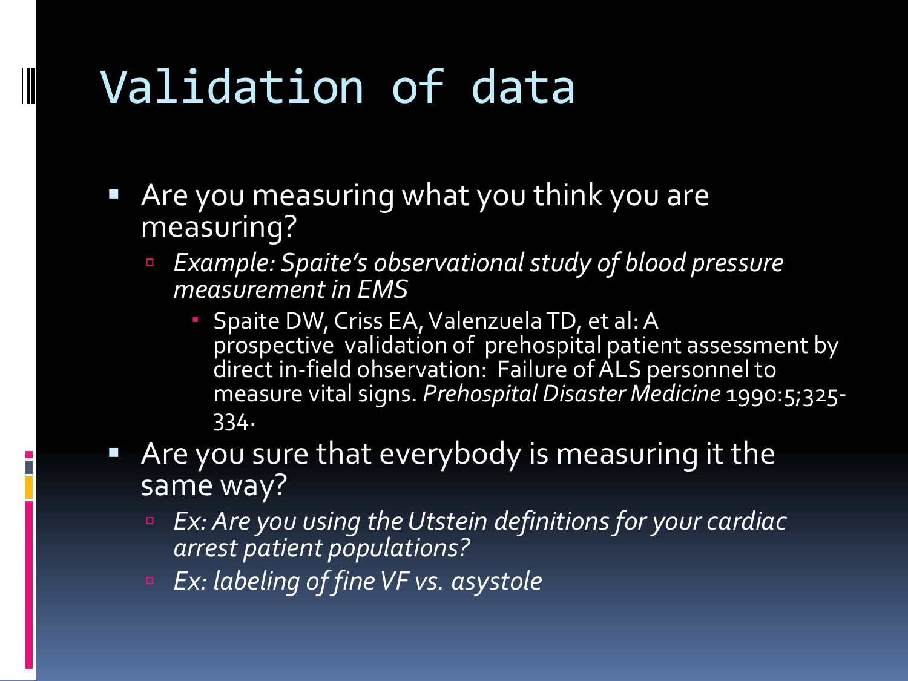# Validation of data

- Are you measuring what you think you are measuring?
  - *Example: Spaite's observational study of blood pressure measurement in EMS*
    - Spaite DW, Criss EA, Valenzuela TD, et al: A prospective validation of prehospital patient assessment by direct in-field ohservation: Failure of ALS personnel to measure vital signs. *Prehospital Disaster Medicine* 1990:5;325-334.
- Are you sure that everybody is measuring it the same way?
  - *Ex: Are you using the Utstein definitions for your cardiac arrest patient populations?*
  - *Ex: labeling of fine VF vs. asystole*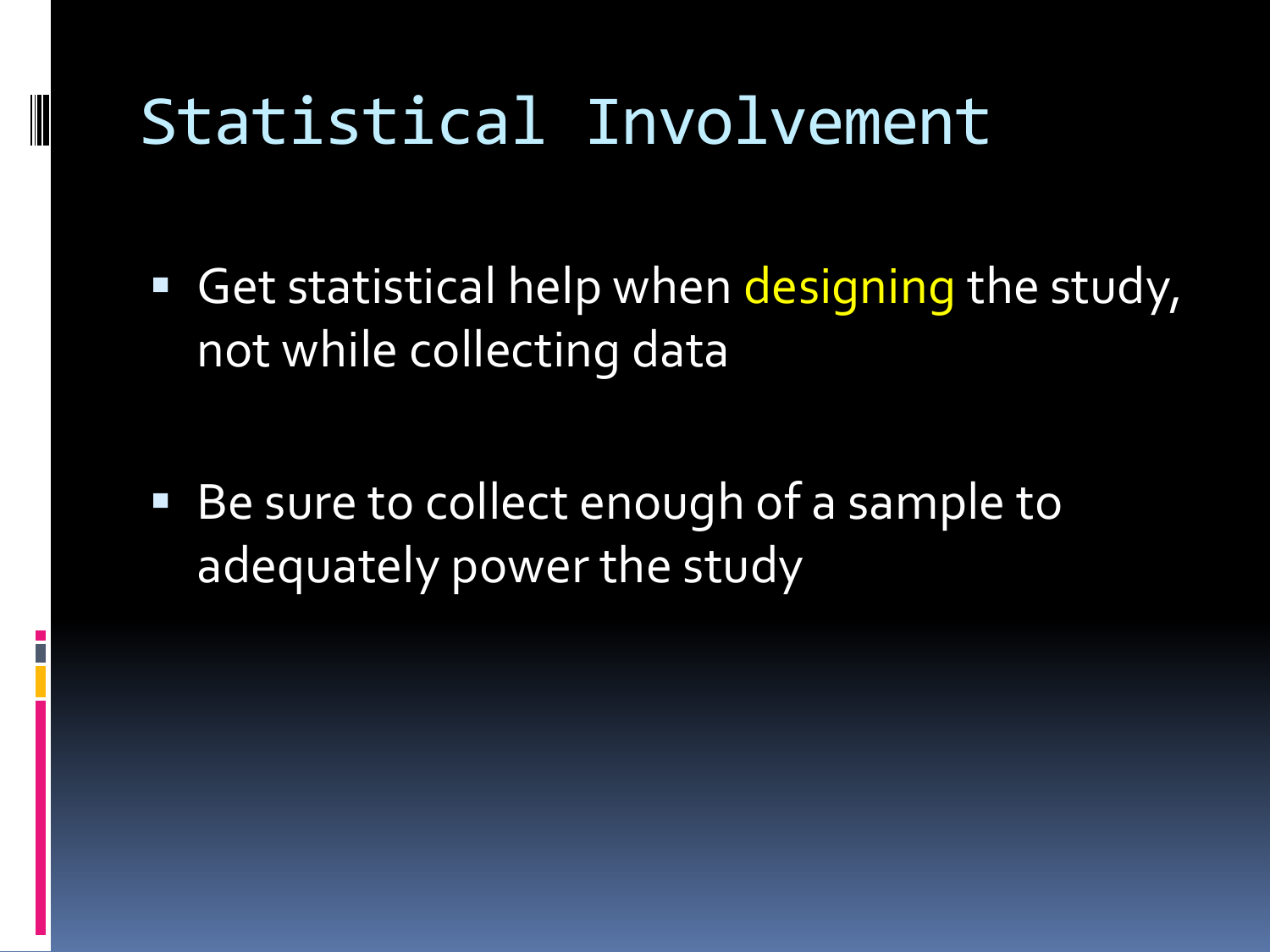# Statistical Involvement

- Get statistical help when designing the study, not while collecting data
- Be sure to collect enough of a sample to adequately power the study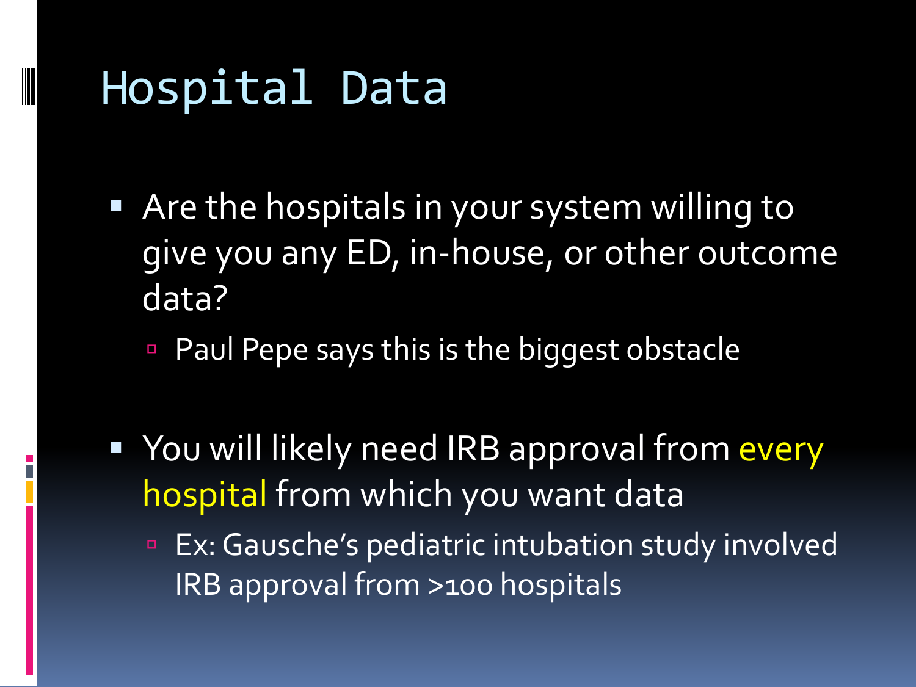# Hospital Data

- Are the hospitals in your system willing to give you any ED, in-house, or other outcome data?
  - Paul Pepe says this is the biggest obstacle
- You will likely need IRB approval from every hospital from which you want data
  - Ex: Gausche's pediatric intubation study involved IRB approval from >100 hospitals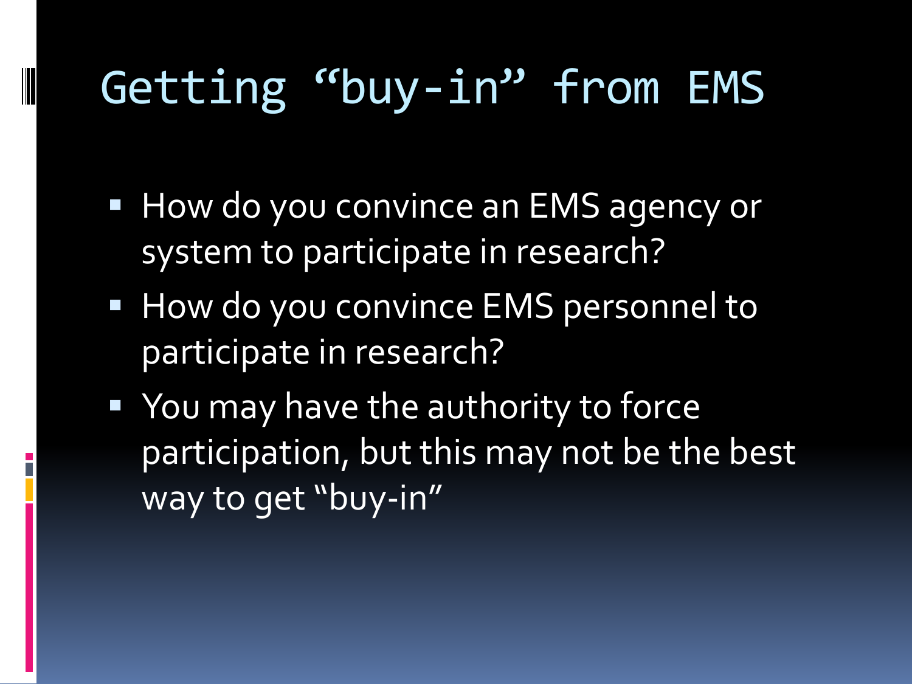# Getting "buy-in" from EMS

- How do you convince an EMS agency or system to participate in research?
- How do you convince EMS personnel to participate in research?
- You may have the authority to force participation, but this may not be the best way to get "buy-in"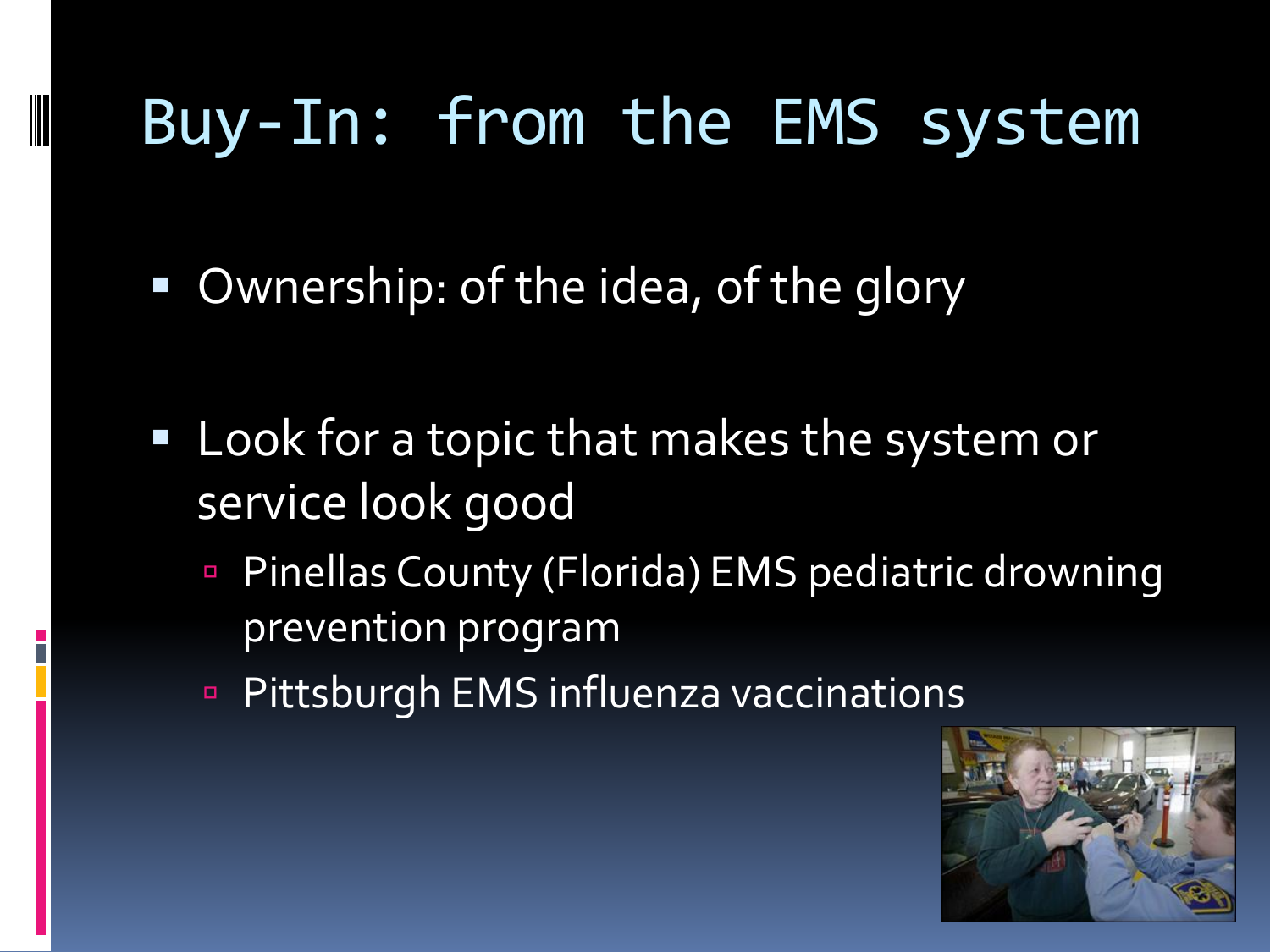# Buy-In: from the EMS system

- Ownership: of the idea, of the glory
- Look for a topic that makes the system or service look good
  - Pinellas County (Florida) EMS pediatric drowning prevention program
  - Pittsburgh EMS influenza vaccinations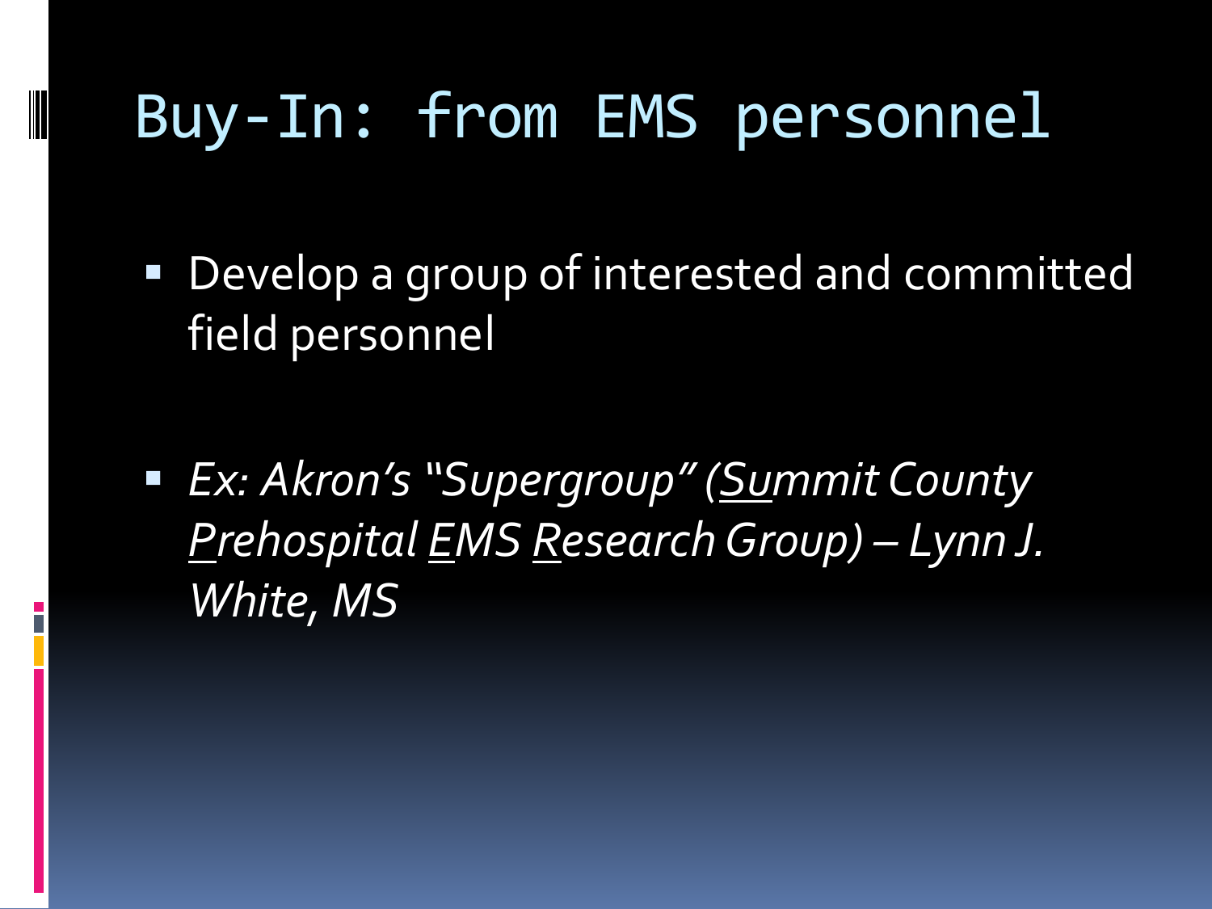# Buy-In: from EMS personnel

- Develop a group of interested and committed field personnel

- *Ex: Akron's "Supergroup" (<u>Su</u>mmit County <u>P</u>rehospital <u>E</u>MS <u>R</u>esearch Group) – Lynn J. White, MS*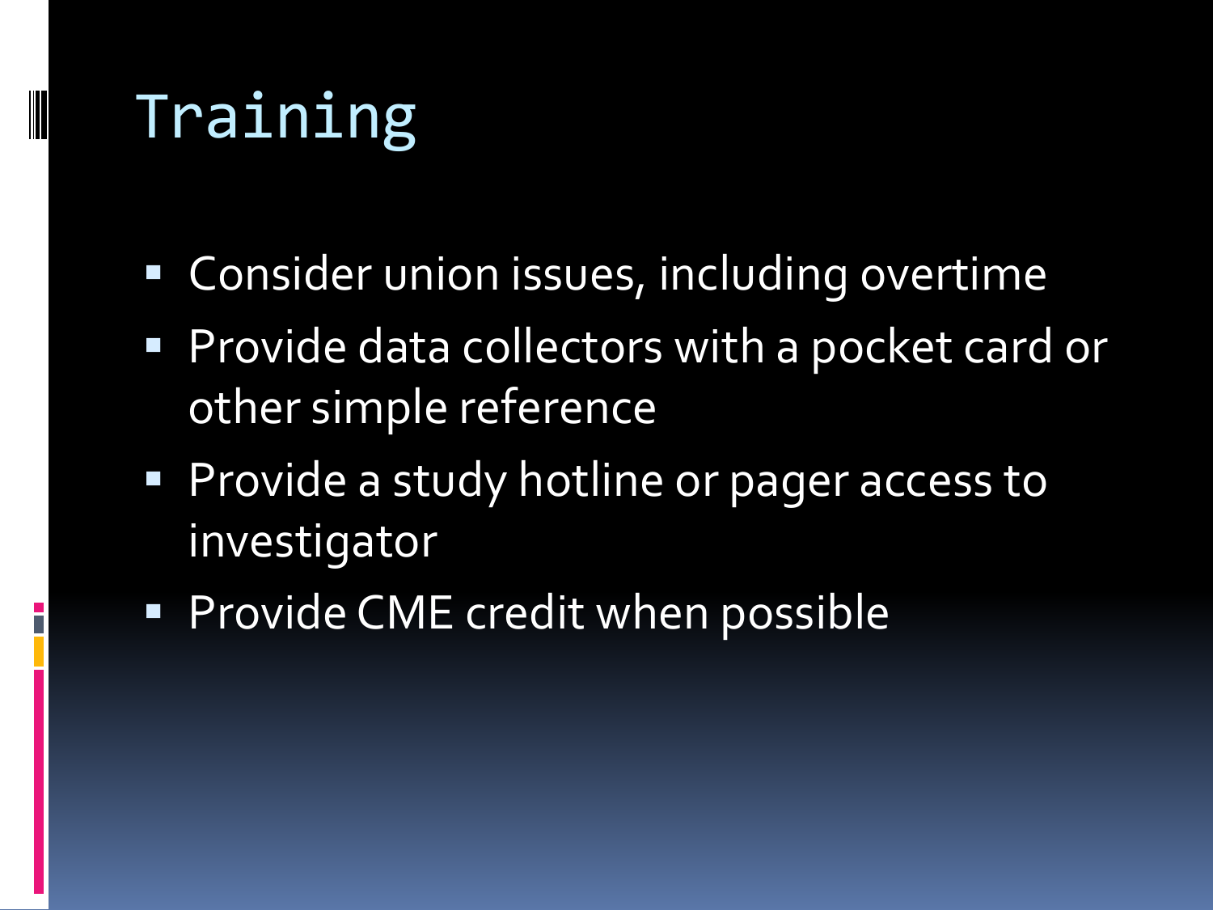# Training

- Consider union issues, including overtime
- Provide data collectors with a pocket card or other simple reference
- Provide a study hotline or pager access to investigator
- Provide CME credit when possible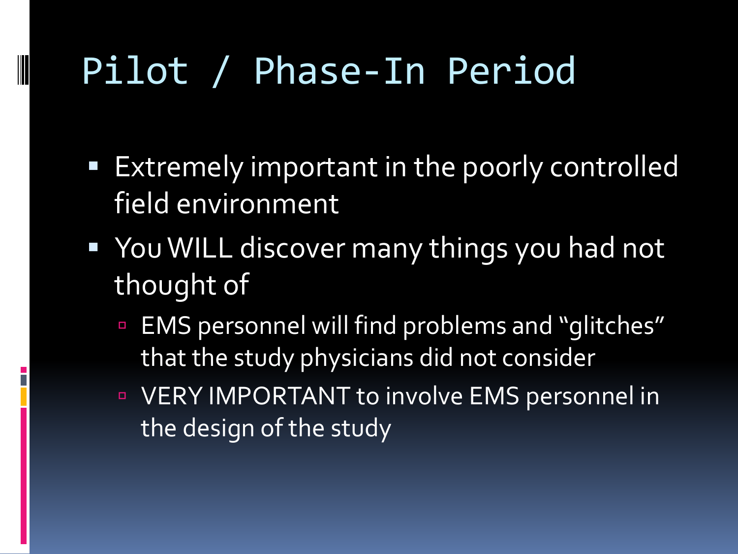# Pilot / Phase-In Period

- Extremely important in the poorly controlled field environment
- You WILL discover many things you had not thought of
  - EMS personnel will find problems and "glitches" that the study physicians did not consider
  - VERY IMPORTANT to involve EMS personnel in the design of the study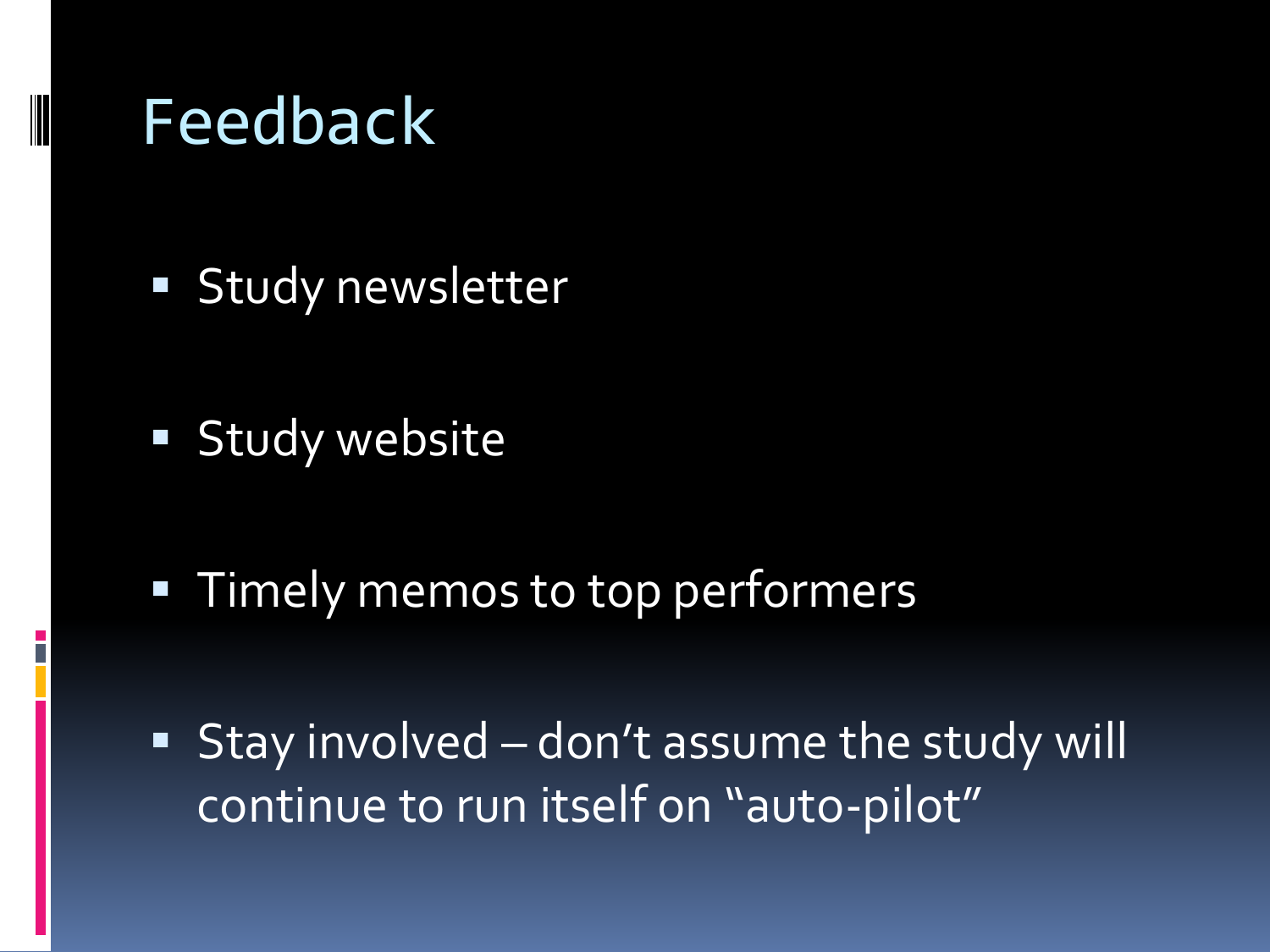# Feedback

- Study newsletter
- Study website
- Timely memos to top performers
- Stay involved – don't assume the study will continue to run itself on "auto-pilot"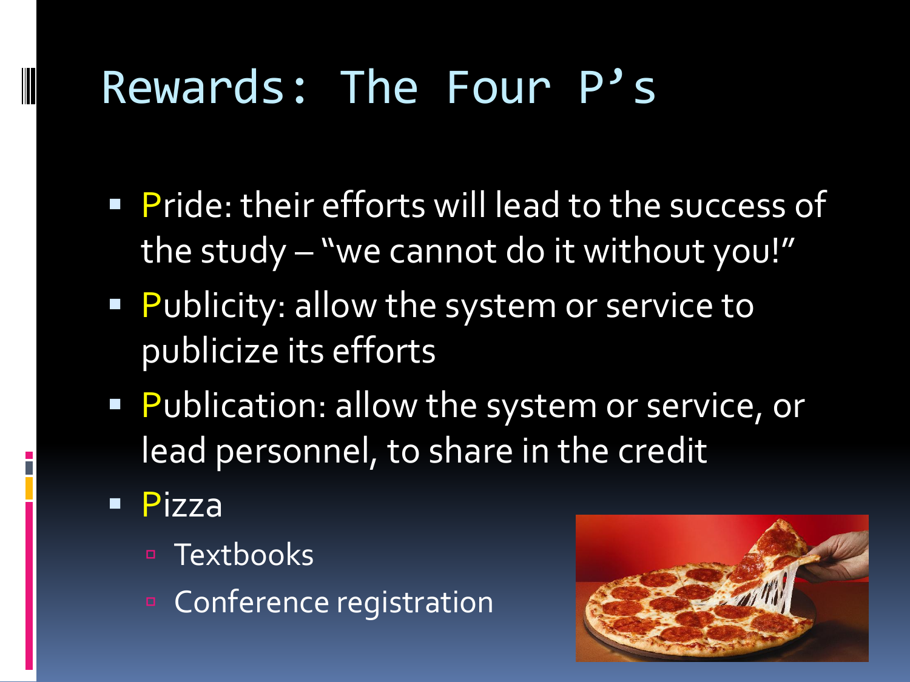# Rewards: The Four P's

- Pride: their efforts will lead to the success of the study – "we cannot do it without you!"
- Publicity: allow the system or service to publicize its efforts
- Publication: allow the system or service, or lead personnel, to share in the credit
- Pizza
  - Textbooks
  - Conference registration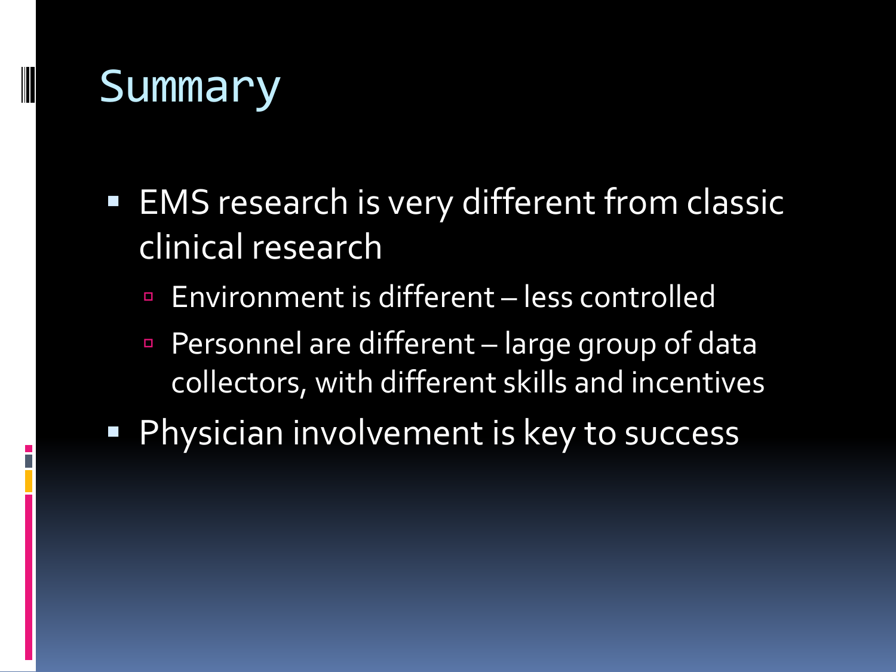# Summary

- EMS research is very different from classic clinical research
  - Environment is different – less controlled
  - Personnel are different – large group of data collectors, with different skills and incentives
- Physician involvement is key to success